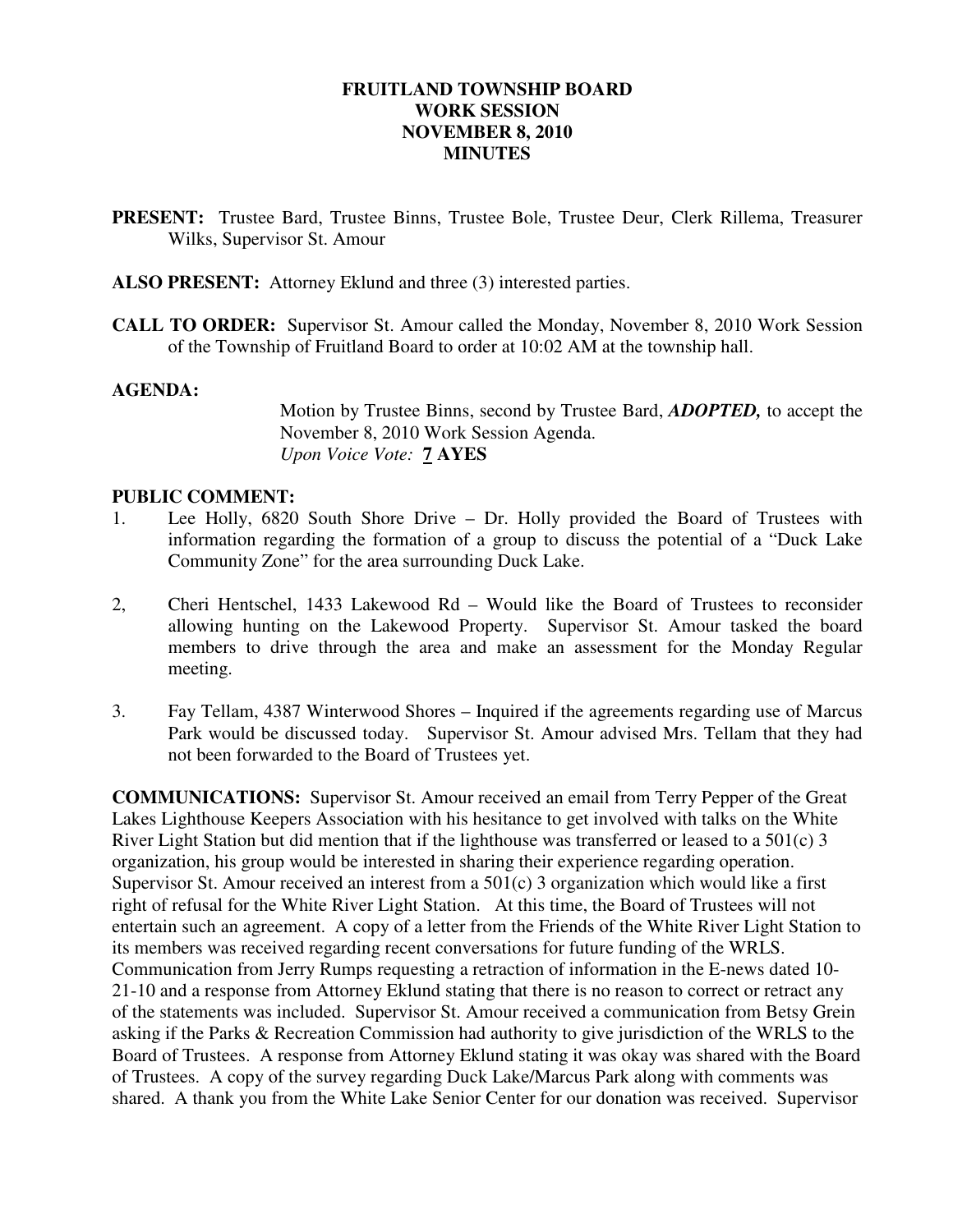# FRUITLAND TOWNSHIP BOARD
## WORK SESSION
## NOVEMBER 8, 2010
## MINUTES

**PRESENT:** Trustee Bard, Trustee Binns, Trustee Bole, Trustee Deur, Clerk Rillema, Treasurer Wilks, Supervisor St. Amour

**ALSO PRESENT:** Attorney Eklund and three (3) interested parties.

**CALL TO ORDER:** Supervisor St. Amour called the Monday, November 8, 2010 Work Session of the Township of Fruitland Board to order at 10:02 AM at the township hall.

**AGENDA:**

Motion by Trustee Binns, second by Trustee Bard, ***ADOPTED,*** to accept the November 8, 2010 Work Session Agenda.
*Upon Voice Vote:* **7 AYES**

**PUBLIC COMMENT:**

1. Lee Holly, 6820 South Shore Drive – Dr. Holly provided the Board of Trustees with information regarding the formation of a group to discuss the potential of a "Duck Lake Community Zone" for the area surrounding Duck Lake.

2, Cheri Hentschel, 1433 Lakewood Rd – Would like the Board of Trustees to reconsider allowing hunting on the Lakewood Property. Supervisor St. Amour tasked the board members to drive through the area and make an assessment for the Monday Regular meeting.

3. Fay Tellam, 4387 Winterwood Shores – Inquired if the agreements regarding use of Marcus Park would be discussed today. Supervisor St. Amour advised Mrs. Tellam that they had not been forwarded to the Board of Trustees yet.

**COMMUNICATIONS:** Supervisor St. Amour received an email from Terry Pepper of the Great Lakes Lighthouse Keepers Association with his hesitance to get involved with talks on the White River Light Station but did mention that if the lighthouse was transferred or leased to a 501(c) 3 organization, his group would be interested in sharing their experience regarding operation. Supervisor St. Amour received an interest from a 501(c) 3 organization which would like a first right of refusal for the White River Light Station. At this time, the Board of Trustees will not entertain such an agreement. A copy of a letter from the Friends of the White River Light Station to its members was received regarding recent conversations for future funding of the WRLS. Communication from Jerry Rumps requesting a retraction of information in the E-news dated 10-21-10 and a response from Attorney Eklund stating that there is no reason to correct or retract any of the statements was included. Supervisor St. Amour received a communication from Betsy Grein asking if the Parks & Recreation Commission had authority to give jurisdiction of the WRLS to the Board of Trustees. A response from Attorney Eklund stating it was okay was shared with the Board of Trustees. A copy of the survey regarding Duck Lake/Marcus Park along with comments was shared. A thank you from the White Lake Senior Center for our donation was received. Supervisor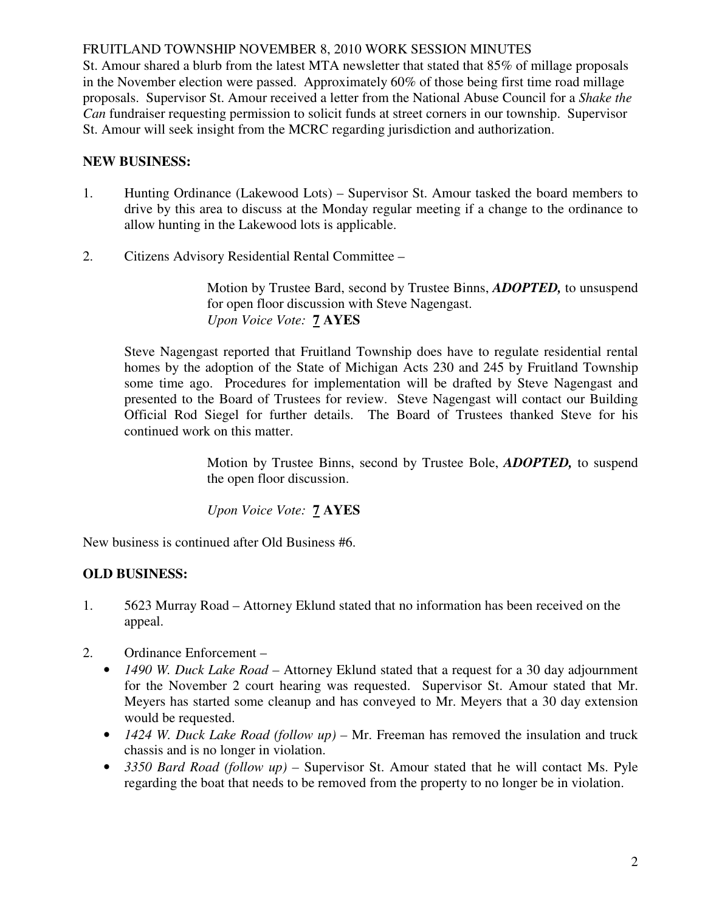FRUITLAND TOWNSHIP NOVEMBER 8, 2010 WORK SESSION MINUTES

St. Amour shared a blurb from the latest MTA newsletter that stated that 85% of millage proposals in the November election were passed. Approximately 60% of those being first time road millage proposals. Supervisor St. Amour received a letter from the National Abuse Council for a *Shake the Can* fundraiser requesting permission to solicit funds at street corners in our township. Supervisor St. Amour will seek insight from the MCRC regarding jurisdiction and authorization.

**NEW BUSINESS:**

1. Hunting Ordinance (Lakewood Lots) – Supervisor St. Amour tasked the board members to drive by this area to discuss at the Monday regular meeting if a change to the ordinance to allow hunting in the Lakewood lots is applicable.

2. Citizens Advisory Residential Rental Committee –

   > Motion by Trustee Bard, second by Trustee Binns, ***ADOPTED,*** to unsuspend for open floor discussion with Steve Nagengast.
   > *Upon Voice Vote:* **7 AYES**

   Steve Nagengast reported that Fruitland Township does have to regulate residential rental homes by the adoption of the State of Michigan Acts 230 and 245 by Fruitland Township some time ago. Procedures for implementation will be drafted by Steve Nagengast and presented to the Board of Trustees for review. Steve Nagengast will contact our Building Official Rod Siegel for further details. The Board of Trustees thanked Steve for his continued work on this matter.

   > Motion by Trustee Binns, second by Trustee Bole, ***ADOPTED,*** to suspend the open floor discussion.
   >
   > *Upon Voice Vote:* **7 AYES**

New business is continued after Old Business #6.

**OLD BUSINESS:**

1. 5623 Murray Road – Attorney Eklund stated that no information has been received on the appeal.

2. Ordinance Enforcement –
   - *1490 W. Duck Lake Road* – Attorney Eklund stated that a request for a 30 day adjournment for the November 2 court hearing was requested. Supervisor St. Amour stated that Mr. Meyers has started some cleanup and has conveyed to Mr. Meyers that a 30 day extension would be requested.
   - *1424 W. Duck Lake Road (follow up)* – Mr. Freeman has removed the insulation and truck chassis and is no longer in violation.
   - *3350 Bard Road (follow up)* – Supervisor St. Amour stated that he will contact Ms. Pyle regarding the boat that needs to be removed from the property to no longer be in violation.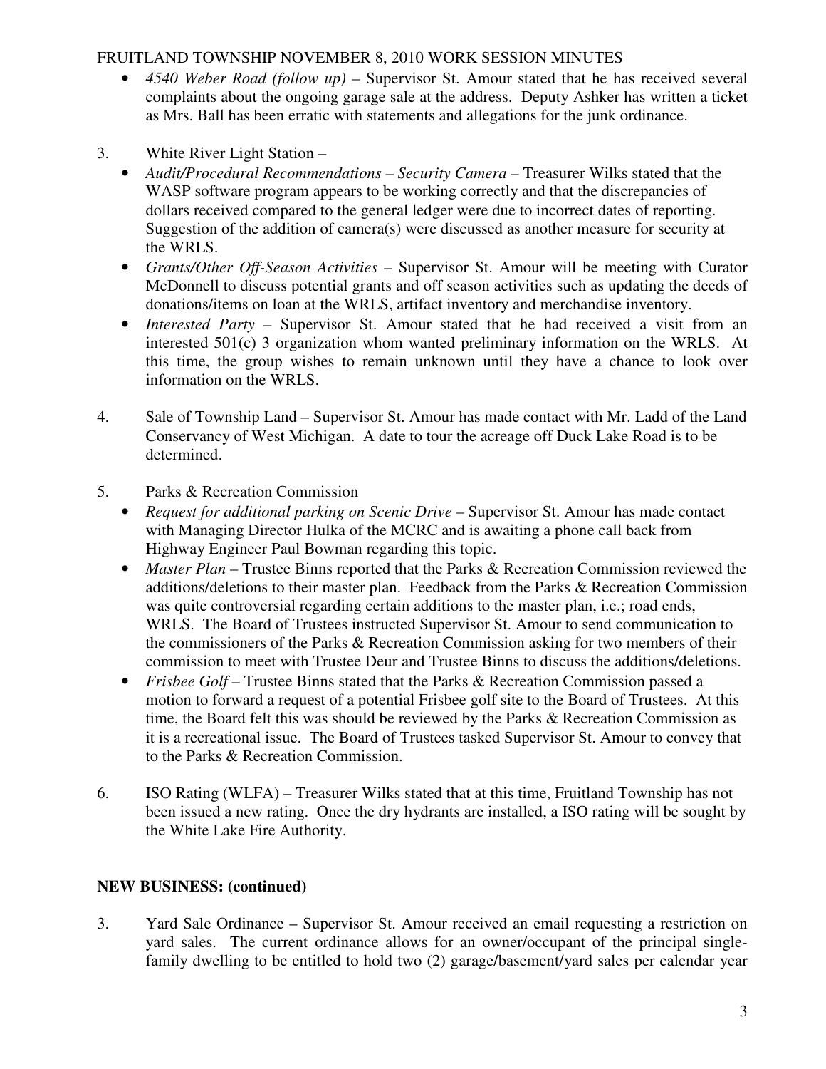- *4540 Weber Road (follow up)* – Supervisor St. Amour stated that he has received several complaints about the ongoing garage sale at the address. Deputy Ashker has written a ticket as Mrs. Ball has been erratic with statements and allegations for the junk ordinance.

3. White River Light Station –
   - *Audit/Procedural Recommendations – Security Camera* – Treasurer Wilks stated that the WASP software program appears to be working correctly and that the discrepancies of dollars received compared to the general ledger were due to incorrect dates of reporting. Suggestion of the addition of camera(s) were discussed as another measure for security at the WRLS.
   - *Grants/Other Off-Season Activities* – Supervisor St. Amour will be meeting with Curator McDonnell to discuss potential grants and off season activities such as updating the deeds of donations/items on loan at the WRLS, artifact inventory and merchandise inventory.
   - *Interested Party* – Supervisor St. Amour stated that he had received a visit from an interested 501(c) 3 organization whom wanted preliminary information on the WRLS. At this time, the group wishes to remain unknown until they have a chance to look over information on the WRLS.

4. Sale of Township Land – Supervisor St. Amour has made contact with Mr. Ladd of the Land Conservancy of West Michigan. A date to tour the acreage off Duck Lake Road is to be determined.

5. Parks & Recreation Commission
   - *Request for additional parking on Scenic Drive* – Supervisor St. Amour has made contact with Managing Director Hulka of the MCRC and is awaiting a phone call back from Highway Engineer Paul Bowman regarding this topic.
   - *Master Plan* – Trustee Binns reported that the Parks & Recreation Commission reviewed the additions/deletions to their master plan. Feedback from the Parks & Recreation Commission was quite controversial regarding certain additions to the master plan, i.e.; road ends, WRLS. The Board of Trustees instructed Supervisor St. Amour to send communication to the commissioners of the Parks & Recreation Commission asking for two members of their commission to meet with Trustee Deur and Trustee Binns to discuss the additions/deletions.
   - *Frisbee Golf* – Trustee Binns stated that the Parks & Recreation Commission passed a motion to forward a request of a potential Frisbee golf site to the Board of Trustees. At this time, the Board felt this was should be reviewed by the Parks & Recreation Commission as it is a recreational issue. The Board of Trustees tasked Supervisor St. Amour to convey that to the Parks & Recreation Commission.

6. ISO Rating (WLFA) – Treasurer Wilks stated that at this time, Fruitland Township has not been issued a new rating. Once the dry hydrants are installed, a ISO rating will be sought by the White Lake Fire Authority.

**NEW BUSINESS: (continued)**

3. Yard Sale Ordinance – Supervisor St. Amour received an email requesting a restriction on yard sales. The current ordinance allows for an owner/occupant of the principal single-family dwelling to be entitled to hold two (2) garage/basement/yard sales per calendar year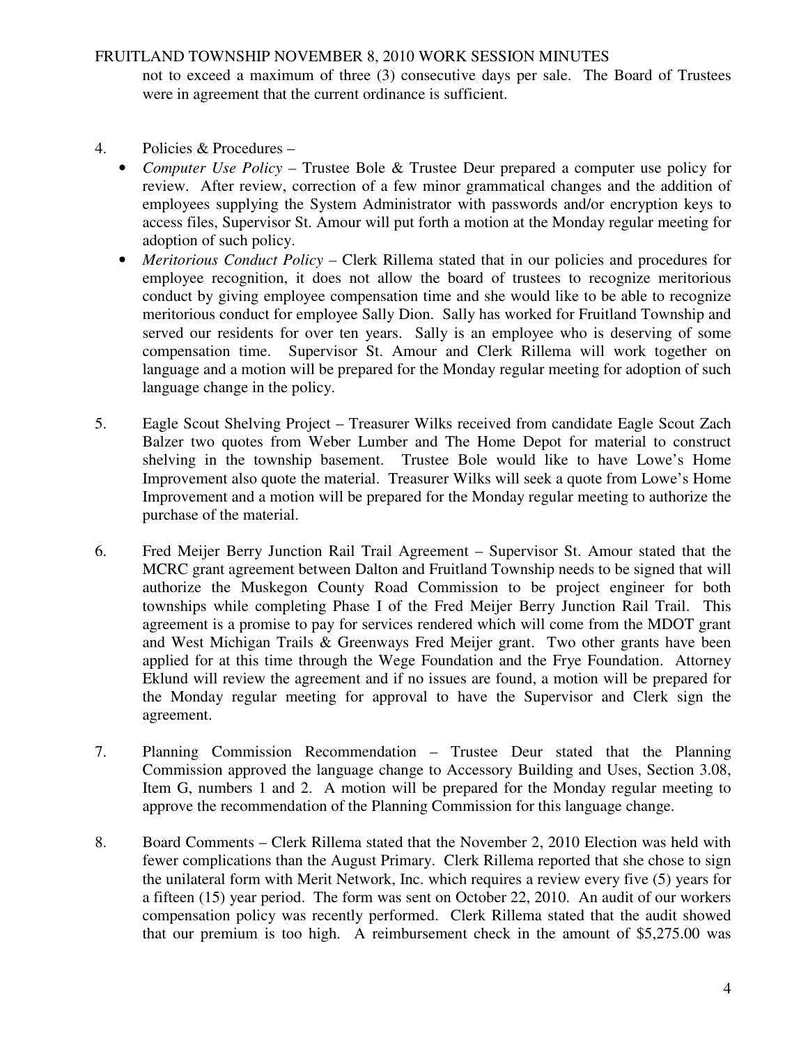not to exceed a maximum of three (3) consecutive days per sale. The Board of Trustees were in agreement that the current ordinance is sufficient.

4. Policies & Procedures –
   - *Computer Use Policy* – Trustee Bole & Trustee Deur prepared a computer use policy for review. After review, correction of a few minor grammatical changes and the addition of employees supplying the System Administrator with passwords and/or encryption keys to access files, Supervisor St. Amour will put forth a motion at the Monday regular meeting for adoption of such policy.
   - *Meritorious Conduct Policy* – Clerk Rillema stated that in our policies and procedures for employee recognition, it does not allow the board of trustees to recognize meritorious conduct by giving employee compensation time and she would like to be able to recognize meritorious conduct for employee Sally Dion. Sally has worked for Fruitland Township and served our residents for over ten years. Sally is an employee who is deserving of some compensation time. Supervisor St. Amour and Clerk Rillema will work together on language and a motion will be prepared for the Monday regular meeting for adoption of such language change in the policy.

5. Eagle Scout Shelving Project – Treasurer Wilks received from candidate Eagle Scout Zach Balzer two quotes from Weber Lumber and The Home Depot for material to construct shelving in the township basement. Trustee Bole would like to have Lowe's Home Improvement also quote the material. Treasurer Wilks will seek a quote from Lowe's Home Improvement and a motion will be prepared for the Monday regular meeting to authorize the purchase of the material.

6. Fred Meijer Berry Junction Rail Trail Agreement – Supervisor St. Amour stated that the MCRC grant agreement between Dalton and Fruitland Township needs to be signed that will authorize the Muskegon County Road Commission to be project engineer for both townships while completing Phase I of the Fred Meijer Berry Junction Rail Trail. This agreement is a promise to pay for services rendered which will come from the MDOT grant and West Michigan Trails & Greenways Fred Meijer grant. Two other grants have been applied for at this time through the Wege Foundation and the Frye Foundation. Attorney Eklund will review the agreement and if no issues are found, a motion will be prepared for the Monday regular meeting for approval to have the Supervisor and Clerk sign the agreement.

7. Planning Commission Recommendation – Trustee Deur stated that the Planning Commission approved the language change to Accessory Building and Uses, Section 3.08, Item G, numbers 1 and 2. A motion will be prepared for the Monday regular meeting to approve the recommendation of the Planning Commission for this language change.

8. Board Comments – Clerk Rillema stated that the November 2, 2010 Election was held with fewer complications than the August Primary. Clerk Rillema reported that she chose to sign the unilateral form with Merit Network, Inc. which requires a review every five (5) years for a fifteen (15) year period. The form was sent on October 22, 2010. An audit of our workers compensation policy was recently performed. Clerk Rillema stated that the audit showed that our premium is too high. A reimbursement check in the amount of $5,275.00 was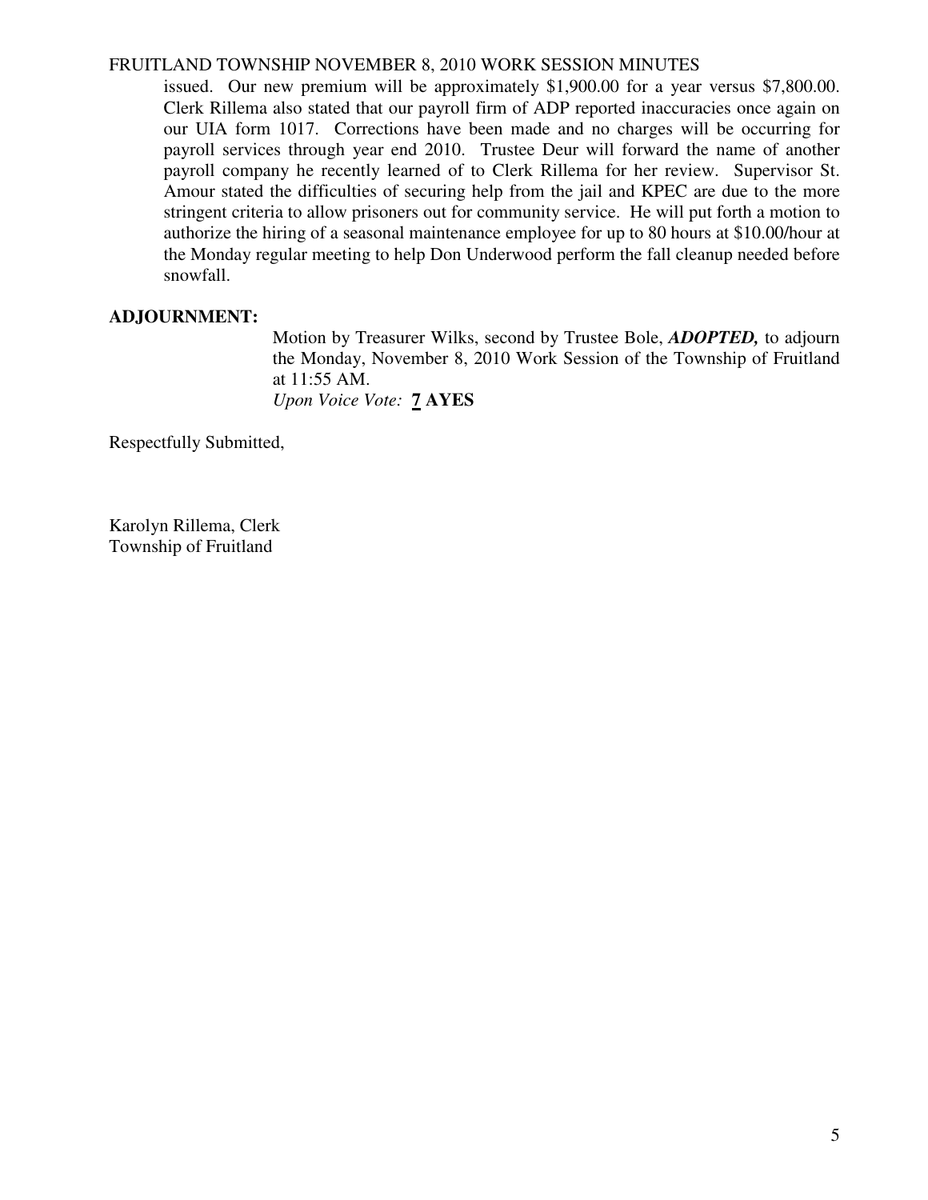issued. Our new premium will be approximately $1,900.00 for a year versus $7,800.00. Clerk Rillema also stated that our payroll firm of ADP reported inaccuracies once again on our UIA form 1017. Corrections have been made and no charges will be occurring for payroll services through year end 2010. Trustee Deur will forward the name of another payroll company he recently learned of to Clerk Rillema for her review. Supervisor St. Amour stated the difficulties of securing help from the jail and KPEC are due to the more stringent criteria to allow prisoners out for community service. He will put forth a motion to authorize the hiring of a seasonal maintenance employee for up to 80 hours at $10.00/hour at the Monday regular meeting to help Don Underwood perform the fall cleanup needed before snowfall.

**ADJOURNMENT:**

Motion by Treasurer Wilks, second by Trustee Bole, ***ADOPTED,*** to adjourn the Monday, November 8, 2010 Work Session of the Township of Fruitland at 11:55 AM.
*Upon Voice Vote:* **7 AYES**

Respectfully Submitted,

Karolyn Rillema, Clerk
Township of Fruitland